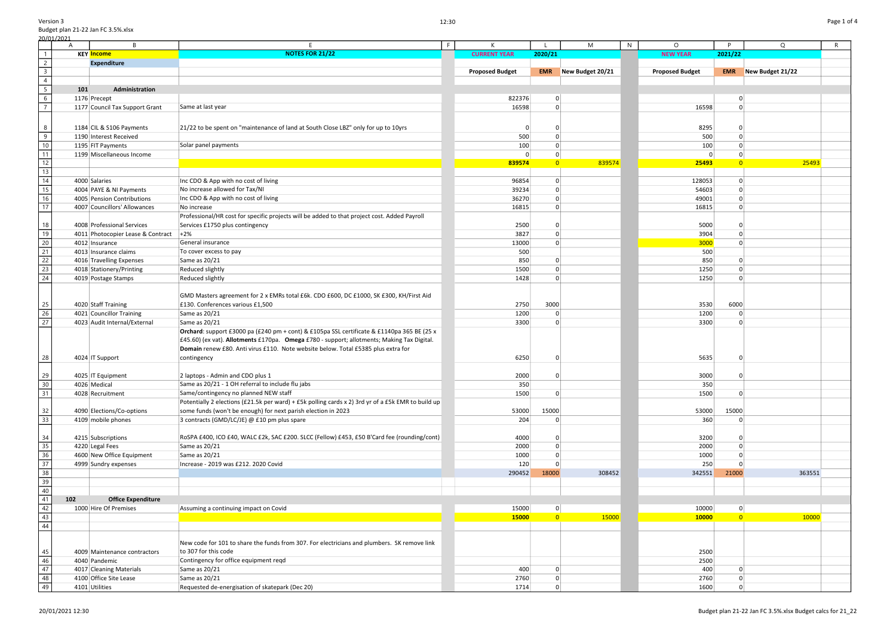Version 3
Budget plan 21-22 Jan FC 3.5%.xlsx
20/01/2021

| | A | B | E | F | K | L | M | N | O | P | Q | R |
|---|---|---|---|---|---|---|---|---|---|---|---|---|
| 1 | KEY | Income | NOTES FOR 21/22 | | CURRENT YEAR | 2020/21 | | | NEW YEAR | 2021/22 | | |
| 2 | | Expenditure | | | | | | | | | | |
| 3 | | | | | Proposed Budget | EMR | New Budget 20/21 | | Proposed Budget | EMR | New Budget 21/22 | |
| 4 | | | | | | | | | | | | |
| 5 | 101 | Administration | | | | | | | | | | |
| 6 | 1176 | Precept | | | 822376 | 0 | | | | 0 | | |
| 7 | 1177 | Council Tax Support Grant | Same at last year | | 16598 | 0 | | | 16598 | 0 | | |
| 8 | 1184 | CIL & S106 Payments | 21/22 to be spent on "maintenance of land at South Close LBZ" only for up to 10yrs | | 0 | 0 | | | 8295 | 0 | | |
| 9 | 1190 | Interest Received | | | 500 | 0 | | | 500 | 0 | | |
| 10 | 1195 | FIT Payments | Solar panel payments | | 100 | 0 | | | 100 | 0 | | |
| 11 | 1199 | Miscellaneous Income | | | 0 | 0 | | | 0 | 0 | | |
| 12 | | | | | **839574** | 0 | 839574 | | **25493** | 0 | 25493 | |
| 13 | | | | | | | | | | | | |
| 14 | 4000 | Salaries | Inc CDO & App with no cost of living | | 96854 | 0 | | | 128053 | 0 | | |
| 15 | 4004 | PAYE & NI Payments | No increase allowed for Tax/NI | | 39234 | 0 | | | 54603 | 0 | | |
| 16 | 4005 | Pension Contributions | Inc CDO & App with no cost of living | | 36270 | 0 | | | 49001 | 0 | | |
| 17 | 4007 | Councillors' Allowances | No increase | | 16815 | 0 | | | 16815 | 0 | | |
| 18 | 4008 | Professional Services | Professional/HR cost for specific projects will be added to that project cost. Added Payroll Services £1750 plus contingency | | 2500 | 0 | | | 5000 | 0 | | |
| 19 | 4011 | Photocopier Lease & Contract | +2% | | 3827 | 0 | | | 3904 | 0 | | |
| 20 | 4012 | Insurance | General insurance | | 13000 | 0 | | | 3000 | 0 | | |
| 21 | 4013 | Insurance claims | To cover excess to pay | | 500 | | | | 500 | | | |
| 22 | 4016 | Travelling Expenses | Same as 20/21 | | 850 | 0 | | | 850 | 0 | | |
| 23 | 4018 | Stationery/Printing | Reduced slightly | | 1500 | 0 | | | 1250 | 0 | | |
| 24 | 4019 | Postage Stamps | Reduced slightly | | 1428 | 0 | | | 1250 | 0 | | |
| 25 | 4020 | Staff Training | GMD Masters agreement for 2 x EMRs total £6k. CDO £600, DC £1000, SK £300, KH/First Aid £130. Conferences various £1,500 | | 2750 | 3000 | | | 3530 | 6000 | | |
| 26 | 4021 | Councillor Training | Same as 20/21 | | 1200 | 0 | | | 1200 | 0 | | |
| 27 | 4023 | Audit Internal/External | Same as 20/21 | | 3300 | 0 | | | 3300 | 0 | | |
| 28 | 4024 | IT Support | **Orchard**: support £3000 pa (£240 pm + cont) & £105pa SSL certificate & £1140pa 365 BE (25 x £45.60) (ex vat). **Allotments** £170pa. **Omega** £780 - support; allotments; Making Tax Digital. **Domain** renew £80. Anti virus £110. Note website below. Total £5385 plus extra for contingency | | 6250 | 0 | | | 5635 | 0 | | |
| 29 | 4025 | IT Equipment | 2 laptops - Admin and CDO plus 1 | | 2000 | 0 | | | 3000 | 0 | | |
| 30 | 4026 | Medical | Same as 20/21 - 1 OH referral to include flu jabs | | 350 | | | | 350 | | | |
| 31 | 4028 | Recruitment | Same/contingency no planned NEW staff | | 1500 | 0 | | | 1500 | 0 | | |
| 32 | 4090 | Elections/Co-options | Potentially 2 elections (£21.5k per ward) + £5k polling cards x 2) 3rd yr of a £5k EMR to build up some funds (won't be enough) for next parish election in 2023 | | 53000 | 15000 | | | 53000 | 15000 | | |
| 33 | 4109 | mobile phones | 3 contracts (GMD/LC/JE) @ £10 pm plus spare | | 204 | 0 | | | 360 | 0 | | |
| 34 | 4215 | Subscriptions | RoSPA £400, ICO £40, WALC £2k, SAC £200. SLCC (Fellow) £453, £50 B'Card fee (rounding/cont) | | 4000 | 0 | | | 3200 | 0 | | |
| 35 | 4220 | Legal Fees | Same as 20/21 | | 2000 | 0 | | | 2000 | 0 | | |
| 36 | 4600 | New Office Equipment | Same as 20/21 | | 1000 | 0 | | | 1000 | 0 | | |
| 37 | 4999 | Sundry expenses | Increase - 2019 was £212. 2020 Covid | | 120 | 0 | | | 250 | 0 | | |
| 38 | | | | | 290452 | 18000 | 308452 | | 342551 | 21000 | 363551 | |
| 39 | | | | | | | | | | | | |
| 40 | | | | | | | | | | | | |
| 41 | 102 | Office Expenditure | | | | | | | | | | |
| 42 | 1000 | Hire Of Premises | Assuming a continuing impact on Covid | | 15000 | 0 | | | 10000 | 0 | | |
| 43 | | | | | **15000** | 0 | 15000 | | **10000** | 0 | 10000 | |
| 44 | | | | | | | | | | | | |
| 45 | 4009 | Maintenance contractors | New code for 101 to share the funds from 307. For electricians and plumbers. SK remove link to 307 for this code | | | | | | 2500 | | | |
| 46 | 4040 | Pandemic | Contingency for office equipment reqd | | | | | | 2500 | | | |
| 47 | 4017 | Cleaning Materials | Same as 20/21 | | 400 | 0 | | | 400 | 0 | | |
| 48 | 4100 | Office Site Lease | Same as 20/21 | | 2760 | 0 | | | 2760 | 0 | | |
| 49 | 4101 | Utilities | Requested de-energisation of skatepark (Dec 20) | | 1714 | 0 | | | 1600 | 0 | | |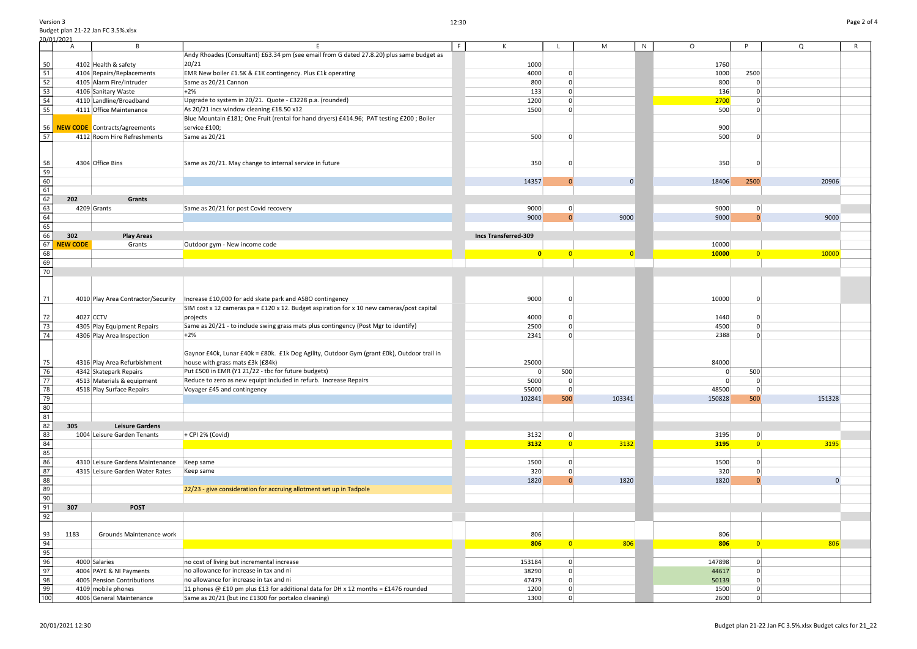Version 3
Budget plan 21-22 Jan FC 3.5%.xlsx
20/01/2021

| | A | B | E | F | K | L | M | N | O | P | Q | R |
|---|---|---|---|---|---|---|---|---|---|---|---|---|
| 50 | | 4102 Health & safety | Andy Rhoades (Consultant) £63.34 pm (see email from G dated 27.8.20) plus same budget as 20/21 | | 1000 | | | | 1760 | | | |
| 51 | | 4104 Repairs/Replacements | EMR New boiler £1.5K & £1K contingency. Plus £1k operating | | 4000 | 0 | | | 1000 | 2500 | | |
| 52 | | 4105 Alarm Fire/Intruder | Same as 20/21 Cannon | | 800 | 0 | | | 800 | 0 | | |
| 53 | | 4106 Sanitary Waste | +2% | | 133 | 0 | | | 136 | 0 | | |
| 54 | | 4110 Landline/Broadband | Upgrade to system in 20/21. Quote - £3228 p.a. (rounded) | | 1200 | 0 | | | 2700 | 0 | | |
| 55 | | 4111 Office Maintenance | As 20/21 incs window cleaning £18.50 x12 | | 1500 | 0 | | | 500 | 0 | | |
| 56 | **NEW CODE** | Contracts/agreements | Blue Mountain £181; One Fruit (rental for hand dryers) £414.96; PAT testing £200 ; Boiler service £100; | | | | | | 900 | | | |
| 57 | | 4112 Room Hire Refreshments | Same as 20/21 | | 500 | 0 | | | 500 | 0 | | |
| 58 | | 4304 Office Bins | Same as 20/21. May change to internal service in future | | 350 | 0 | | | 350 | 0 | | |
| 59 | | | | | | | | | | | | |
| 60 | | | | | 14357 | 0 | 0 | | 18406 | 2500 | 20906 | |
| 61 | | | | | | | | | | | | |
| 62 | **202** | **Grants** | | | | | | | | | | |
| 63 | | 4209 Grants | Same as 20/21 for post Covid recovery | | 9000 | 0 | | | 9000 | 0 | | |
| 64 | | | | | 9000 | 0 | 9000 | | 9000 | 0 | 9000 | |
| 65 | | | | | | | | | | | | |
| 66 | **302** | **Play Areas** | | | **Incs Transferred-309** | | | | | | | |
| 67 | **NEW CODE** | Grants | Outdoor gym - New income code | | | | | | 10000 | | | |
| 68 | | | | | **0** | 0 | 0 | | **10000** | 0 | 10000 | |
| 69 | | | | | | | | | | | | |
| 70 | | | | | | | | | | | | |
| 71 | | 4010 Play Area Contractor/Security | Increase £10,000 for add skate park and ASBO contingency | | 9000 | 0 | | | 10000 | 0 | | |
| 72 | | 4027 CCTV | SIM cost x 12 cameras pa = £120 x 12. Budget aspiration for x 10 new cameras/post capital projects | | 4000 | 0 | | | 1440 | 0 | | |
| 73 | | 4305 Play Equipment Repairs | Same as 20/21 - to include swing grass mats plus contingency (Post Mgr to identify) | | 2500 | 0 | | | 4500 | 0 | | |
| 74 | | 4306 Play Area Inspection | +2% | | 2341 | 0 | | | 2388 | 0 | | |
| 75 | | 4316 Play Area Refurbishment | Gaynor £40k, Lunar £40k = £80k. £1k Dog Agility, Outdoor Gym (grant £0k), Outdoor trail in house with grass mats £3k (£84k) | | 25000 | | | | 84000 | | | |
| 76 | | 4342 Skatepark Repairs | Put £500 in EMR (Y1 21/22 - tbc for future budgets) | | 0 | 500 | | | 0 | 500 | | |
| 77 | | 4513 Materials & equipment | Reduce to zero as new equipt included in refurb. Increase Repairs | | 5000 | 0 | | | 0 | 0 | | |
| 78 | | 4518 Play Surface Repairs | Voyager £45 and contingency | | 55000 | 0 | | | 48500 | 0 | | |
| 79 | | | | | 102841 | 500 | 103341 | | 150828 | 500 | 151328 | |
| 80 | | | | | | | | | | | | |
| 81 | | | | | | | | | | | | |
| 82 | **305** | **Leisure Gardens** | | | | | | | | | | |
| 83 | | 1004 Leisure Garden Tenants | + CPI 2% (Covid) | | 3132 | 0 | | | 3195 | 0 | | |
| 84 | | | | | **3132** | 0 | 3132 | | **3195** | 0 | 3195 | |
| 85 | | | | | | | | | | | | |
| 86 | | 4310 Leisure Gardens Maintenance | Keep same | | 1500 | 0 | | | 1500 | 0 | | |
| 87 | | 4315 Leisure Garden Water Rates | Keep same | | 320 | 0 | | | 320 | 0 | | |
| 88 | | | | | 1820 | 0 | 1820 | | 1820 | 0 | 0 | |
| 89 | | | 22/23 - give consideration for accruing allotment set up in Tadpole | | | | | | | | | |
| 90 | | | | | | | | | | | | |
| 91 | **307** | **POST** | | | | | | | | | | |
| 92 | | | | | | | | | | | | |
| 93 | 1183 | Grounds Maintenance work | | | 806 | | | | 806 | | | |
| 94 | | | | | **806** | 0 | 806 | | **806** | 0 | 806 | |
| 95 | | | | | | | | | | | | |
| 96 | | 4000 Salaries | no cost of living but incremental increase | | 153184 | 0 | | | 147898 | 0 | | |
| 97 | | 4004 PAYE & NI Payments | no allowance for increase in tax and ni | | 38290 | 0 | | | 44617 | 0 | | |
| 98 | | 4005 Pension Contributions | no allowance for increase in tax and ni | | 47479 | 0 | | | 50139 | 0 | | |
| 99 | | 4109 mobile phones | 11 phones @ £10 pm plus £13 for additional data for DH x 12 months = £1476 rounded | | 1200 | 0 | | | 1500 | 0 | | |
| 100 | | 4006 General Maintenance | Same as 20/21 (but inc £1300 for portaloo cleaning) | | 1300 | 0 | | | 2600 | 0 | | |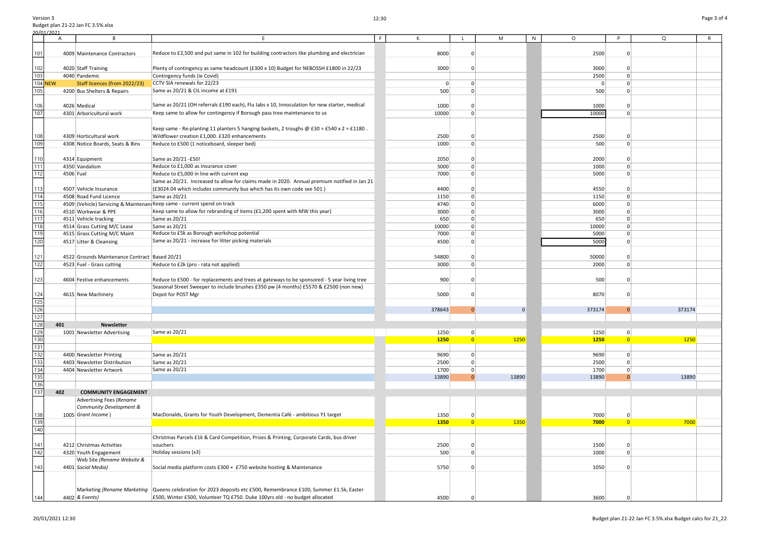Version 3
Budget plan 21-22 Jan FC 3.5%.xlsx
20/01/2021

| | A | B | E | F | K | L | M | N | O | P | Q | R |
|---|---|---|---|---|---|---|---|---|---|---|---|---|
| 101 | | 4009 Maintenance Contractors | Reduce to £2,500 and put same in 102 for building contractors like plumbing and electrician | | 8000 | 0 | | | 2500 | 0 | | |
| 102 | | 4020 Staff Training | Plenty of contingency as same headcount (£300 x 10) Budget for NEBOSSH £1800 in 22/23 | | 3000 | 0 | | | 3000 | 0 | | |
| 103 | | 4040 Pandemic | Contingency funds (ie Covid) | | | | | | 2500 | 0 | | |
| 104 | NEW | Staff licences (from 2022/23) | CCTV SIA renewals for 22/23 | | 0 | 0 | | | 0 | 0 | | |
| 105 | | 4200 Bus Shelters & Repairs | Same as 20/21 & CIL income at £191 | | 500 | 0 | | | 500 | 0 | | |
| 106 | | 4026 Medical | Same as 20/21 (OH referrals £190 each), Flu Jabs x 10, Innoculation for new starter, medical | | 1000 | 0 | | | 1000 | 0 | | |
| 107 | | 4301 Arboricultural work | Keep same to allow for contingency if Borough pass tree maintenance to us | | 10000 | 0 | | | 10000 | 0 | | |
| 108 | | 4309 Horticultural work | Keep same - Re-planting 11 planters 5 hanging baskets, 2 troughs @ £30 = £540 x 2 = £1180 . Wildflower creation £1,000. £320 enhancements | | 2500 | 0 | | | 2500 | 0 | | |
| 109 | | 4308 Notice Boards, Seats & Bins | Reduce to £500 (1 noticeboard, sleeper bed) | | 1000 | 0 | | | 500 | 0 | | |
| 110 | | 4314 Equipment | Same as 20/21 -£50! | | 2050 | 0 | | | 2000 | 0 | | |
| 111 | | 4350 Vandalism | Reduce to £1,000 as insurance cover | | 3000 | 0 | | | 1000 | 0 | | |
| 112 | | 4506 Fuel | Reduce to £5,000 in line with current exp | | 7000 | 0 | | | 5000 | 0 | | |
| 113 | | 4507 Vehicle Insurance | Same as 20/21. Increased to allow for claims made in 2020. Annual premium notified in Jan 21 (£3024.04 which includes community bus which has its own code see 501 ) | | 4400 | 0 | | | 4550 | 0 | | |
| 114 | | 4508 Road Fund Licence | Same as 20/21 | | 1150 | 0 | | | 1150 | 0 | | |
| 115 | | 4509 (Vehicle) Servicing & Maintenan | Keep same - current spend on track | | 4740 | 0 | | | 6000 | 0 | | |
| 116 | | 4510 Workwear & PPE | Keep same to allow for rebranding of items (£1,200 spent with MW this year) | | 3000 | 0 | | | 3000 | 0 | | |
| 117 | | 4511 Vehicle tracking | Same as 20/21 | | 650 | 0 | | | 650 | 0 | | |
| 118 | | 4514 Grass Cutting M/C Lease | Same as 20/21 | | 10000 | 0 | | | 10000 | 0 | | |
| 119 | | 4515 Grass Cutting M/C Maint | Reduce to £5k as Borough workshop potential | | 7000 | 0 | | | 5000 | 0 | | |
| 120 | | 4517 Litter & Cleansing | Same as 20/21 - increase for litter picking materials | | 4500 | 0 | | | 5000 | 0 | | |
| 121 | | 4522 Grounds Maintenance Contract | Based 20/21 | | 54800 | 0 | | | 50000 | 0 | | |
| 122 | | 4523 Fuel - Grass cutting | Reduce to £2k (pro - rata not applied) | | 3000 | 0 | | | 2000 | 0 | | |
| 123 | | 4604 Festive enhancements | Reduce to £500 - for replacements and trees at gateways to be sponsored - 5 year living tree | | 900 | 0 | | | 500 | 0 | | |
| 124 | | 4615 New Machinery | Seasonal Street Sweeper to include brushes £350 pw (4 months) £5570 & £2500 (non new) Depot for POST Mgr | | 5000 | 0 | | | 8070 | 0 | | |
| 125 | | | | | | | | | | | | |
| 126 | | | | | 378643 | 0 | 0 | | 373174 | 0 | 373174 | |
| 127 | | | | | | | | | | | | |
| 128 | 401 | **Newsletter** | | | | | | | | | | |
| 129 | | 1001 Newsletter Advertising | Same as 20/21 | | 1250 | 0 | | | 1250 | 0 | | |
| 130 | | | | | **1250** | 0 | 1250 | | **1250** | 0 | 1250 | |
| 131 | | | | | | | | | | | | |
| 132 | | 4400 Newsletter Printing | Same as 20/21 | | 9690 | 0 | | | 9690 | 0 | | |
| 133 | | 4403 Newsletter Distribution | Same as 20/21 | | 2500 | 0 | | | 2500 | 0 | | |
| 134 | | 4404 Newsletter Artwork | Same as 20/21 | | 1700 | 0 | | | 1700 | 0 | | |
| 135 | | | | | 13890 | 0 | 13890 | | 13890 | 0 | 13890 | |
| 136 | | | | | | | | | | | | |
| 137 | 402 | **COMMUNITY ENGAGEMENT** | | | | | | | | | | |
| 138 | | 1005 Advertising Fees *(Rename Community Development & Grant Income* ) | MacDonalds, Grants for Youth Development, Dementia Café - ambitious Y1 target | | 1350 | 0 | | | 7000 | 0 | | |
| 139 | | | | | **1350** | 0 | 1350 | | **7000** | 0 | 7000 | |
| 140 | | | | | | | | | | | | |
| 141 | | 4212 Christmas Activities | Christmas Parcels £1k & Card Competition, Prizes & Printing, Corporate Cards, bus driver vouchers | | 2500 | 0 | | | 1500 | 0 | | |
| 142 | | 4320 Youth Engagement | Holiday sessions (x3) | | 500 | 0 | | | 1000 | 0 | | |
| 143 | | 4401 Web Site *(Rename Website & Social Media)* | Social media platform costs £300 + £750 website hosting & Maintenance | | 5750 | 0 | | | 1050 | 0 | | |
| 144 | | 4402 Marketing *(Rename Marketing & Events)* | Queens celebration for 2023 deposits etc £500, Remembrance £100, Summer £1.5k, Easter £500, Winter £500, Volunteer TQ £750. Duke 100yrs old - no budget allocated | | 4500 | 0 | | | 3600 | 0 | | |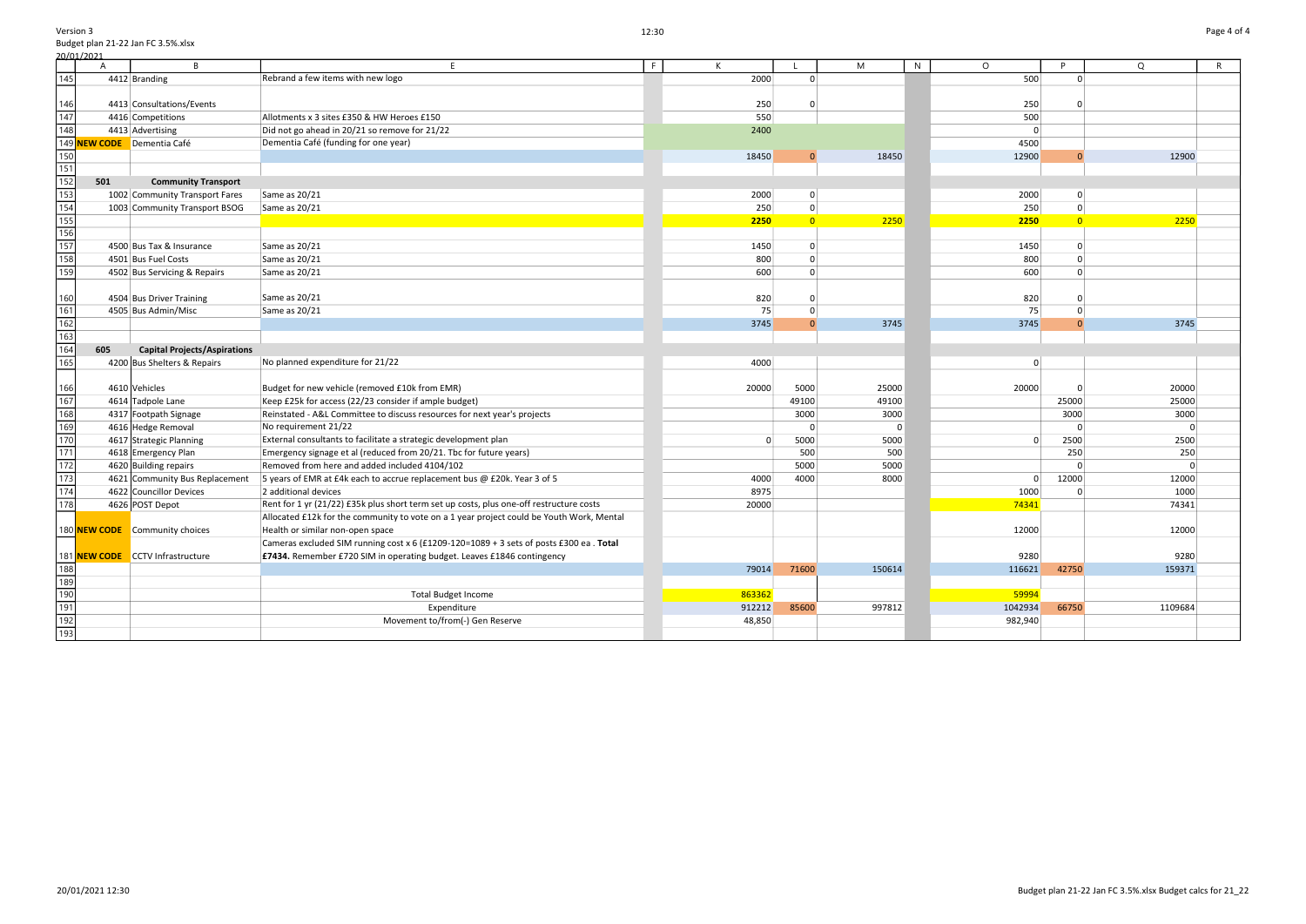Version 3
Budget plan 21-22 Jan FC 3.5%.xlsx
20/01/2021

| | A | B | E | F | K | L | M | N | O | P | Q | R |
|---|---|---|---|---|---|---|---|---|---|---|---|---|
| 145 | 4412 | Branding | Rebrand a few items with new logo | | 2000 | 0 | | | 500 | 0 | | |
| 146 | 4413 | Consultations/Events | | | 250 | 0 | | | 250 | 0 | | |
| 147 | 4416 | Competitions | Allotments x 3 sites £350 & HW Heroes £150 | | 550 | | | | 500 | | | |
| 148 | 4413 | Advertising | Did not go ahead in 20/21 so remove for 21/22 | | 2400 | | | | 0 | | | |
| 149 | **NEW CODE** | Dementia Café | Dementia Café (funding for one year) | | | | | | 4500 | | | |
| 150 | | | | | 18450 | 0 | 18450 | | 12900 | 0 | 12900 | |
| 151 | | | | | | | | | | | | |
| 152 | **501** | **Community Transport** | | | | | | | | | | |
| 153 | 1002 | Community Transport Fares | Same as 20/21 | | 2000 | 0 | | | 2000 | 0 | | |
| 154 | 1003 | Community Transport BSOG | Same as 20/21 | | 250 | 0 | | | 250 | 0 | | |
| 155 | | | | | **2250** | 0 | 2250 | | **2250** | 0 | 2250 | |
| 156 | | | | | | | | | | | | |
| 157 | 4500 | Bus Tax & Insurance | Same as 20/21 | | 1450 | 0 | | | 1450 | 0 | | |
| 158 | 4501 | Bus Fuel Costs | Same as 20/21 | | 800 | 0 | | | 800 | 0 | | |
| 159 | 4502 | Bus Servicing & Repairs | Same as 20/21 | | 600 | 0 | | | 600 | 0 | | |
| 160 | 4504 | Bus Driver Training | Same as 20/21 | | 820 | 0 | | | 820 | 0 | | |
| 161 | 4505 | Bus Admin/Misc | Same as 20/21 | | 75 | 0 | | | 75 | 0 | | |
| 162 | | | | | 3745 | 0 | 3745 | | 3745 | 0 | 3745 | |
| 163 | | | | | | | | | | | | |
| 164 | **605** | **Capital Projects/Aspirations** | | | | | | | | | | |
| 165 | 4200 | Bus Shelters & Repairs | No planned expenditure for 21/22 | | 4000 | | | | 0 | | | |
| 166 | 4610 | Vehicles | Budget for new vehicle (removed £10k from EMR) | | 20000 | 5000 | 25000 | | 20000 | 0 | 20000 | |
| 167 | 4614 | Tadpole Lane | Keep £25k for access (22/23 consider if ample budget) | | | 49100 | 49100 | | | 25000 | 25000 | |
| 168 | 4317 | Footpath Signage | Reinstated - A&L Committee to discuss resources for next year's projects | | | 3000 | 3000 | | | 3000 | 3000 | |
| 169 | 4616 | Hedge Removal | No requirement 21/22 | | | 0 | 0 | | | 0 | 0 | |
| 170 | 4617 | Strategic Planning | External consultants to facilitate a strategic development plan | | 0 | 5000 | 5000 | | 0 | 2500 | 2500 | |
| 171 | 4618 | Emergency Plan | Emergency signage et al (reduced from 20/21. Tbc for future years) | | | 500 | 500 | | | 250 | 250 | |
| 172 | 4620 | Building repairs | Removed from here and added included 4104/102 | | | 5000 | 5000 | | | 0 | 0 | |
| 173 | 4621 | Community Bus Replacement | 5 years of EMR at £4k each to accrue replacement bus @ £20k. Year 3 of 5 | | 4000 | 4000 | 8000 | | 0 | 12000 | 12000 | |
| 174 | 4622 | Councillor Devices | 2 additional devices | | 8975 | | | | 1000 | 0 | 1000 | |
| 178 | 4626 | POST Depot | Rent for 1 yr (21/22) £35k plus short term set up costs, plus one-off restructure costs | | 20000 | | | | 74341 | | 74341 | |
| 180 | **NEW CODE** | Community choices | Allocated £12k for the community to vote on a 1 year project could be Youth Work, Mental Health or similar non-open space | | | | | | 12000 | | 12000 | |
| 181 | **NEW CODE** | CCTV Infrastructure | Cameras excluded SIM running cost x 6 (£1209-120=1089 + 3 sets of posts £300 ea . **Total £7434.** Remember £720 SIM in operating budget. Leaves £1846 contingency | | | | | | 9280 | | 9280 | |
| 188 | | | | | 79014 | 71600 | 150614 | | 116621 | 42750 | 159371 | |
| 189 | | | | | | | | | | | | |
| 190 | | | Total Budget Income | | 863362 | | | | 59994 | | | |
| 191 | | | Expenditure | | 912212 | 85600 | 997812 | | 1042934 | 66750 | 1109684 | |
| 192 | | | Movement to/from(-) Gen Reserve | | 48,850 | | | | 982,940 | | | |
| 193 | | | | | | | | | | | | |

20/01/2021 12:30

Budget plan 21-22 Jan FC 3.5%.xlsx Budget calcs for 21_22